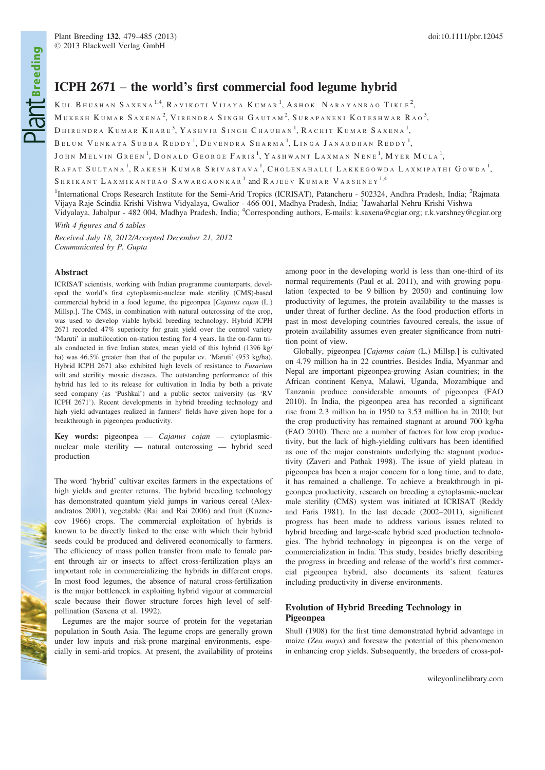# ICPH 2671 – the world's first commercial food legume hybrid

Kul Bhushan Saxena[1,4], Ravikoti Vijaya Kumar[1], Ashok Narayanrao Tikle[2], Mukesh Kumar Saxena[2], Virendra Singh Gautam[2], Surapaneni Koteshwar Rao[3], Dhirendra Kumar Khare[3], Yashvir Singh Chauhan[1], Rachit Kumar Saxena[1], Belum Venkata Subba Reddy[1], Devendra Sharma[1], Linga Janardhan Reddy[1], John Melvin Green[1], Donald George Faris[1], Yashwant Laxman Nene[1], Myer Mula[1], Rafat Sultana[1], Rakesh Kumar Srivastava[1], Cholenahalli Lakkegowda Laxmipathi Gowda[1], Shrikant Laxmikantrao Sawargaonkar[1] and Rajeev Kumar Varshney[1,4]

[1]International Crops Research Institute for the Semi-Arid Tropics (ICRISAT), Patancheru - 502324, Andhra Pradesh, India; [2]Rajmata Vijaya Raje Scindia Krishi Vishwa Vidyalaya, Gwalior - 466 001, Madhya Pradesh, India; [3]Jawaharlal Nehru Krishi Vishwa Vidyalaya, Jabalpur - 482 004, Madhya Pradesh, India; [4]Corresponding authors, E-mails: k.saxena@cgiar.org; r.k.varshney@cgiar.org

*With 4 figures and 6 tables*

*Received July 18, 2012/Accepted December 21, 2012*
*Communicated by P. Gupta*

## Abstract

ICRISAT scientists, working with Indian programme counterparts, developed the world's first cytoplasmic-nuclear male sterility (CMS)-based commercial hybrid in a food legume, the pigeonpea [*Cajanus cajan* (L.) Millsp.]. The CMS, in combination with natural outcrossing of the crop, was used to develop viable hybrid breeding technology. Hybrid ICPH 2671 recorded 47% superiority for grain yield over the control variety 'Maruti' in multilocation on-station testing for 4 years. In the on-farm trials conducted in five Indian states, mean yield of this hybrid (1396 kg/ha) was 46.5% greater than that of the popular cv. 'Maruti' (953 kg/ha). Hybrid ICPH 2671 also exhibited high levels of resistance to *Fusarium* wilt and sterility mosaic diseases. The outstanding performance of this hybrid has led to its release for cultivation in India by both a private seed company (as 'Pushkal') and a public sector university (as 'RV ICPH 2671'). Recent developments in hybrid breeding technology and high yield advantages realized in farmers' fields have given hope for a breakthrough in pigeonpea productivity.

**Key words:** pigeonpea — *Cajanus cajan* — cytoplasmic-nuclear male sterility — natural outcrossing — hybrid seed production

The word 'hybrid' cultivar excites farmers in the expectations of high yields and greater returns. The hybrid breeding technology has demonstrated quantum yield jumps in various cereal (Alexandratos 2001), vegetable (Rai and Rai 2006) and fruit (Kuznecov 1966) crops. The commercial exploitation of hybrids is known to be directly linked to the ease with which their hybrid seeds could be produced and delivered economically to farmers. The efficiency of mass pollen transfer from male to female parent through air or insects to affect cross-fertilization plays an important role in commercializing the hybrids in different crops. In most food legumes, the absence of natural cross-fertilization is the major bottleneck in exploiting hybrid vigour at commercial scale because their flower structure forces high level of self-pollination (Saxena et al. 1992).

Legumes are the major source of protein for the vegetarian population in South Asia. The legume crops are generally grown under low inputs and risk-prone marginal environments, especially in semi-arid tropics. At present, the availability of proteins among poor in the developing world is less than one-third of its normal requirements (Paul et al. 2011), and with growing population (expected to be 9 billion by 2050) and continuing low productivity of legumes, the protein availability to the masses is under threat of further decline. As the food production efforts in past in most developing countries favoured cereals, the issue of protein availability assumes even greater significance from nutrition point of view.

Globally, pigeonpea [*Cajanus cajan* (L.) Millsp.] is cultivated on 4.79 million ha in 22 countries. Besides India, Myanmar and Nepal are important pigeonpea-growing Asian countries; in the African continent Kenya, Malawi, Uganda, Mozambique and Tanzania produce considerable amounts of pigeonpea (FAO 2010). In India, the pigeonpea area has recorded a significant rise from 2.3 million ha in 1950 to 3.53 million ha in 2010; but the crop productivity has remained stagnant at around 700 kg/ha (FAO 2010). There are a number of factors for low crop productivity, but the lack of high-yielding cultivars has been identified as one of the major constraints underlying the stagnant productivity (Zaveri and Pathak 1998). The issue of yield plateau in pigeonpea has been a major concern for a long time, and to date, it has remained a challenge. To achieve a breakthrough in pigeonpea productivity, research on breeding a cytoplasmic-nuclear male sterility (CMS) system was initiated at ICRISAT (Reddy and Faris 1981). In the last decade (2002–2011), significant progress has been made to address various issues related to hybrid breeding and large-scale hybrid seed production technologies. The hybrid technology in pigeonpea is on the verge of commercialization in India. This study, besides briefly describing the progress in breeding and release of the world's first commercial pigeonpea hybrid, also documents its salient features including productivity in diverse environments.

## Evolution of Hybrid Breeding Technology in Pigeonpea

Shull (1908) for the first time demonstrated hybrid advantage in maize (*Zea mays*) and foresaw the potential of this phenomenon in enhancing crop yields. Subsequently, the breeders of cross-pol-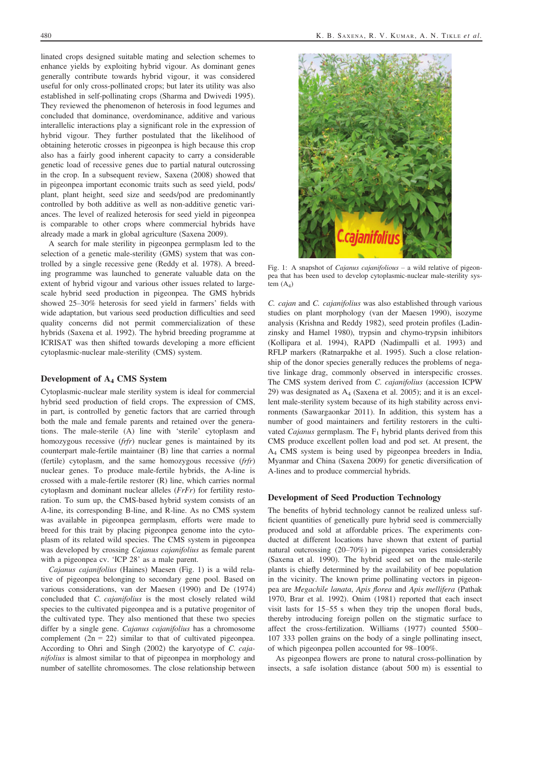linated crops designed suitable mating and selection schemes to enhance yields by exploiting hybrid vigour. As dominant genes generally contribute towards hybrid vigour, it was considered useful for only cross-pollinated crops; but later its utility was also established in self-pollinating crops (Sharma and Dwivedi 1995). They reviewed the phenomenon of heterosis in food legumes and concluded that dominance, overdominance, additive and various interallelic interactions play a significant role in the expression of hybrid vigour. They further postulated that the likelihood of obtaining heterotic crosses in pigeonpea is high because this crop also has a fairly good inherent capacity to carry a considerable genetic load of recessive genes due to partial natural outcrossing in the crop. In a subsequent review, Saxena (2008) showed that in pigeonpea important economic traits such as seed yield, pods/plant, plant height, seed size and seeds/pod are predominantly controlled by both additive as well as non-additive genetic variances. The level of realized heterosis for seed yield in pigeonpea is comparable to other crops where commercial hybrids have already made a mark in global agriculture (Saxena 2009).

A search for male sterility in pigeonpea germplasm led to the selection of a genetic male-sterility (GMS) system that was controlled by a single recessive gene (Reddy et al. 1978). A breeding programme was launched to generate valuable data on the extent of hybrid vigour and various other issues related to large-scale hybrid seed production in pigeonpea. The GMS hybrids showed 25–30% heterosis for seed yield in farmers' fields with wide adaptation, but various seed production difficulties and seed quality concerns did not permit commercialization of these hybrids (Saxena et al. 1992). The hybrid breeding programme at ICRISAT was then shifted towards developing a more efficient cytoplasmic-nuclear male-sterility (CMS) system.

## Development of $A_4$ CMS System

Cytoplasmic-nuclear male sterility system is ideal for commercial hybrid seed production of field crops. The expression of CMS, in part, is controlled by genetic factors that are carried through both the male and female parents and retained over the generations. The male-sterile (A) line with 'sterile' cytoplasm and homozygous recessive (*frfr*) nuclear genes is maintained by its counterpart male-fertile maintainer (B) line that carries a normal (fertile) cytoplasm, and the same homozygous recessive (*frfr*) nuclear genes. To produce male-fertile hybrids, the A-line is crossed with a male-fertile restorer (R) line, which carries normal cytoplasm and dominant nuclear alleles (*FrFr*) for fertility restoration. To sum up, the CMS-based hybrid system consists of an A-line, its corresponding B-line, and R-line. As no CMS system was available in pigeonpea germplasm, efforts were made to breed for this trait by placing pigeonpea genome into the cytoplasm of its related wild species. The CMS system in pigeonpea was developed by crossing *Cajanus cajanifolius* as female parent with a pigeonpea cv. 'ICP 28' as a male parent.

*Cajanus cajanifolius* (Haines) Maesen (Fig. 1) is a wild relative of pigeonpea belonging to secondary gene pool. Based on various considerations, van der Maesen (1990) and De (1974) concluded that *C. cajanifolius* is the most closely related wild species to the cultivated pigeonpea and is a putative progenitor of the cultivated type. They also mentioned that these two species differ by a single gene. *Cajanus cajanifolius* has a chromosome complement (2n = 22) similar to that of cultivated pigeonpea. According to Ohri and Singh (2002) the karyotype of *C. cajanifolius* is almost similar to that of pigeonpea in morphology and number of satellite chromosomes. The close relationship between *C. cajan* and *C. cajanifolius* was also established through various studies on plant morphology (van der Maesen 1990), isozyme analysis (Krishna and Reddy 1982), seed protein profiles (Ladinzinsky and Hamel 1980), trypsin and chymo-trypsin inhibitors (Kollipara et al. 1994), RAPD (Nadimpalli et al. 1993) and RFLP markers (Ratnarpakhe et al. 1995). Such a close relationship of the donor species generally reduces the problems of negative linkage drag, commonly observed in interspecific crosses. The CMS system derived from *C. cajanifolius* (accession ICPW 29) was designated as $A_4$ (Saxena et al. 2005); and it is an excellent male-sterility system because of its high stability across environments (Sawargaonkar 2011). In addition, this system has a number of good maintainers and fertility restorers in the cultivated *Cajanus* germplasm. The $F_1$ hybrid plants derived from this CMS produce excellent pollen load and pod set. At present, the $A_4$ CMS system is being used by pigeonpea breeders in India, Myanmar and China (Saxena 2009) for genetic diversification of A-lines and to produce commercial hybrids.

Fig. 1: A snapshot of *Cajanus cajanifolious* – a wild relative of pigeonpea that has been used to develop cytoplasmic-nuclear male-sterility system ($A_4$)

## Development of Seed Production Technology

The benefits of hybrid technology cannot be realized unless sufficient quantities of genetically pure hybrid seed is commercially produced and sold at affordable prices. The experiments conducted at different locations have shown that extent of partial natural outcrossing (20–70%) in pigeonpea varies considerably (Saxena et al. 1990). The hybrid seed set on the male-sterile plants is chiefly determined by the availability of bee population in the vicinity. The known prime pollinating vectors in pigeonpea are *Megachile lanata*, *Apis florea* and *Apis mellifera* (Pathak 1970, Brar et al. 1992). Onim (1981) reported that each insect visit lasts for 15–55 s when they trip the unopen floral buds, thereby introducing foreign pollen on the stigmatic surface to affect the cross-fertilization. Williams (1977) counted 5500–107 333 pollen grains on the body of a single pollinating insect, of which pigeonpea pollen accounted for 98–100%.

As pigeonpea flowers are prone to natural cross-pollination by insects, a safe isolation distance (about 500 m) is essential to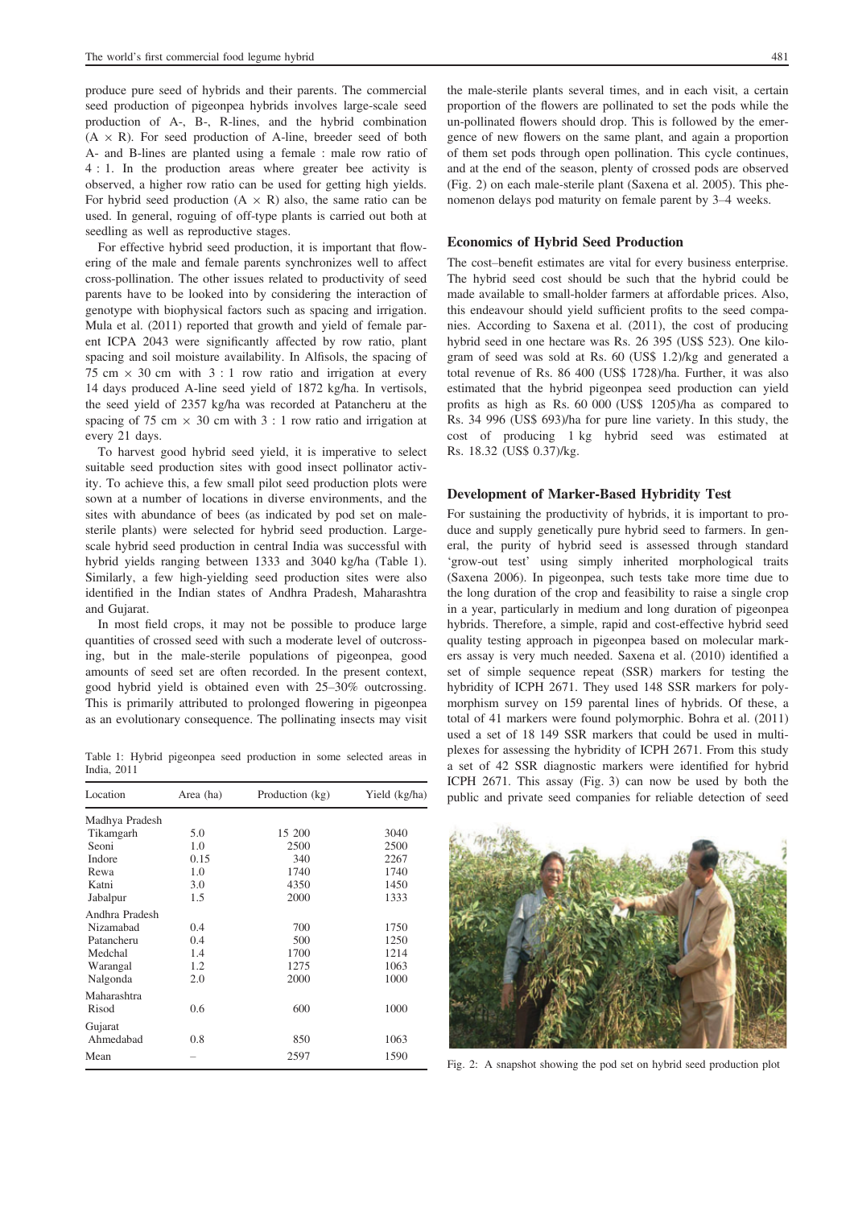produce pure seed of hybrids and their parents. The commercial seed production of pigeonpea hybrids involves large-scale seed production of A-, B-, R-lines, and the hybrid combination (A × R). For seed production of A-line, breeder seed of both A- and B-lines are planted using a female : male row ratio of 4 : 1. In the production areas where greater bee activity is observed, a higher row ratio can be used for getting high yields. For hybrid seed production (A × R) also, the same ratio can be used. In general, roguing of off-type plants is carried out both at seedling as well as reproductive stages.

For effective hybrid seed production, it is important that flowering of the male and female parents synchronizes well to affect cross-pollination. The other issues related to productivity of seed parents have to be looked into by considering the interaction of genotype with biophysical factors such as spacing and irrigation. Mula et al. (2011) reported that growth and yield of female parent ICPA 2043 were significantly affected by row ratio, plant spacing and soil moisture availability. In Alfisols, the spacing of 75 cm × 30 cm with 3 : 1 row ratio and irrigation at every 14 days produced A-line seed yield of 1872 kg/ha. In vertisols, the seed yield of 2357 kg/ha was recorded at Patancheru at the spacing of 75 cm × 30 cm with 3 : 1 row ratio and irrigation at every 21 days.

To harvest good hybrid seed yield, it is imperative to select suitable seed production sites with good insect pollinator activity. To achieve this, a few small pilot seed production plots were sown at a number of locations in diverse environments, and the sites with abundance of bees (as indicated by pod set on male-sterile plants) were selected for hybrid seed production. Large-scale hybrid seed production in central India was successful with hybrid yields ranging between 1333 and 3040 kg/ha (Table 1). Similarly, a few high-yielding seed production sites were also identified in the Indian states of Andhra Pradesh, Maharashtra and Gujarat.

In most field crops, it may not be possible to produce large quantities of crossed seed with such a moderate level of outcrossing, but in the male-sterile populations of pigeonpea, good amounts of seed set are often recorded. In the present context, good hybrid yield is obtained even with 25–30% outcrossing. This is primarily attributed to prolonged flowering in pigeonpea as an evolutionary consequence. The pollinating insects may visit the male-sterile plants several times, and in each visit, a certain proportion of the flowers are pollinated to set the pods while the un-pollinated flowers should drop. This is followed by the emergence of new flowers on the same plant, and again a proportion of them set pods through open pollination. This cycle continues, and at the end of the season, plenty of crossed pods are observed (Fig. 2) on each male-sterile plant (Saxena et al. 2005). This phenomenon delays pod maturity on female parent by 3–4 weeks.

Table 1: Hybrid pigeonpea seed production in some selected areas in India, 2011

| Location | Area (ha) | Production (kg) | Yield (kg/ha) |
|---|---|---|---|
| Madhya Pradesh | | | |
| Tikamgarh | 5.0 | 15 200 | 3040 |
| Seoni | 1.0 | 2500 | 2500 |
| Indore | 0.15 | 340 | 2267 |
| Rewa | 1.0 | 1740 | 1740 |
| Katni | 3.0 | 4350 | 1450 |
| Jabalpur | 1.5 | 2000 | 1333 |
| Andhra Pradesh | | | |
| Nizamabad | 0.4 | 700 | 1750 |
| Patancheru | 0.4 | 500 | 1250 |
| Medchal | 1.4 | 1700 | 1214 |
| Warangal | 1.2 | 1275 | 1063 |
| Nalgonda | 2.0 | 2000 | 1000 |
| Maharashtra | | | |
| Risod | 0.6 | 600 | 1000 |
| Gujarat | | | |
| Ahmedabad | 0.8 | 850 | 1063 |
| Mean | – | 2597 | 1590 |

## Economics of Hybrid Seed Production

The cost–benefit estimates are vital for every business enterprise. The hybrid seed cost should be such that the hybrid could be made available to small-holder farmers at affordable prices. Also, this endeavour should yield sufficient profits to the seed companies. According to Saxena et al. (2011), the cost of producing hybrid seed in one hectare was Rs. 26 395 (US$ 523). One kilogram of seed was sold at Rs. 60 (US$ 1.2)/kg and generated a total revenue of Rs. 86 400 (US$ 1728)/ha. Further, it was also estimated that the hybrid pigeonpea seed production can yield profits as high as Rs. 60 000 (US$ 1205)/ha as compared to Rs. 34 996 (US$ 693)/ha for pure line variety. In this study, the cost of producing 1 kg hybrid seed was estimated at Rs. 18.32 (US$ 0.37)/kg.

## Development of Marker-Based Hybridity Test

For sustaining the productivity of hybrids, it is important to produce and supply genetically pure hybrid seed to farmers. In general, the purity of hybrid seed is assessed through standard 'grow-out test' using simply inherited morphological traits (Saxena 2006). In pigeonpea, such tests take more time due to the long duration of the crop and feasibility to raise a single crop in a year, particularly in medium and long duration of pigeonpea hybrids. Therefore, a simple, rapid and cost-effective hybrid seed quality testing approach in pigeonpea based on molecular markers assay is very much needed. Saxena et al. (2010) identified a set of simple sequence repeat (SSR) markers for testing the hybridity of ICPH 2671. They used 148 SSR markers for polymorphism survey on 159 parental lines of hybrids. Of these, a total of 41 markers were found polymorphic. Bohra et al. (2011) used a set of 18 149 SSR markers that could be used in multiplexes for assessing the hybridity of ICPH 2671. From this study a set of 42 SSR diagnostic markers were identified for hybrid ICPH 2671. This assay (Fig. 3) can now be used by both the public and private seed companies for reliable detection of seed

Fig. 2: A snapshot showing the pod set on hybrid seed production plot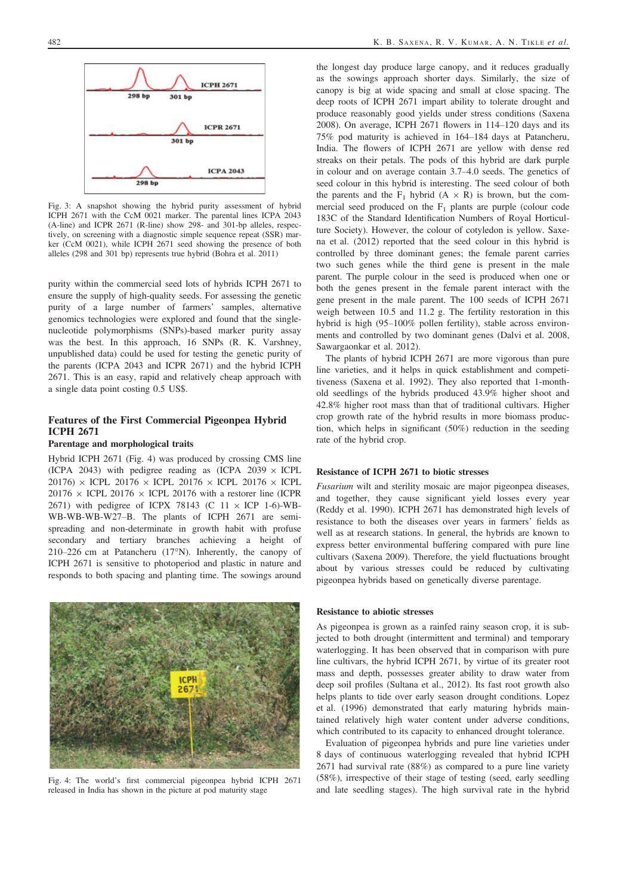Fig. 3: A snapshot showing the hybrid purity assessment of hybrid ICPH 2671 with the CcM 0021 marker. The parental lines ICPA 2043 (A-line) and ICPR 2671 (R-line) show 298- and 301-bp alleles, respectively, on screening with a diagnostic simple sequence repeat (SSR) marker (CcM 0021), while ICPH 2671 seed showing the presence of both alleles (298 and 301 bp) represents true hybrid (Bohra et al. 2011)

purity within the commercial seed lots of hybrids ICPH 2671 to ensure the supply of high-quality seeds. For assessing the genetic purity of a large number of farmers' samples, alternative genomics technologies were explored and found that the single-nucleotide polymorphisms (SNPs)-based marker purity assay was the best. In this approach, 16 SNPs (R. K. Varshney, unpublished data) could be used for testing the genetic purity of the parents (ICPA 2043 and ICPR 2671) and the hybrid ICPH 2671. This is an easy, rapid and relatively cheap approach with a single data point costing 0.5 US$.

## Features of the First Commercial Pigeonpea Hybrid ICPH 2671

### Parentage and morphological traits

Hybrid ICPH 2671 (Fig. 4) was produced by crossing CMS line (ICPA 2043) with pedigree reading as (ICPA 2039 × ICPL 20176) × ICPL 20176 × ICPL 20176 × ICPL 20176 × ICPL 20176 × ICPL 20176 × ICPL 20176 with a restorer line (ICPR 2671) with pedigree of ICPX 78143 (C 11 × ICP 1-6)-WB-WB-WB-WB-WB-W27–B. The plants of ICPH 2671 are semi-spreading and non-determinate in growth habit with profuse secondary and tertiary branches achieving a height of 210–226 cm at Patancheru (17°N). Inherently, the canopy of ICPH 2671 is sensitive to photoperiod and plastic in nature and responds to both spacing and planting time. The sowings around the longest day produce large canopy, and it reduces gradually as the sowings approach shorter days. Similarly, the size of canopy is big at wide spacing and small at close spacing. The deep roots of ICPH 2671 impart ability to tolerate drought and produce reasonably good yields under stress conditions (Saxena 2008). On average, ICPH 2671 flowers in 114–120 days and its 75% pod maturity is achieved in 164–184 days at Patancheru, India. The flowers of ICPH 2671 are yellow with dense red streaks on their petals. The pods of this hybrid are dark purple in colour and on average contain 3.7–4.0 seeds. The genetics of seed colour in this hybrid is interesting. The seed colour of both the parents and the $F_1$ hybrid (A × R) is brown, but the commercial seed produced on the $F_1$ plants are purple (colour code 183C of the Standard Identification Numbers of Royal Horticulture Society). However, the colour of cotyledon is yellow. Saxena et al. (2012) reported that the seed colour in this hybrid is controlled by three dominant genes; the female parent carries two such genes while the third gene is present in the male parent. The purple colour in the seed is produced when one or both the genes present in the female parent interact with the gene present in the male parent. The 100 seeds of ICPH 2671 weigh between 10.5 and 11.2 g. The fertility restoration in this hybrid is high (95–100% pollen fertility), stable across environments and controlled by two dominant genes (Dalvi et al. 2008, Sawargaonkar et al. 2012).

The plants of hybrid ICPH 2671 are more vigorous than pure line varieties, and it helps in quick establishment and competitiveness (Saxena et al. 1992). They also reported that 1-month-old seedlings of the hybrids produced 43.9% higher shoot and 42.8% higher root mass than that of traditional cultivars. Higher crop growth rate of the hybrid results in more biomass production, which helps in significant (50%) reduction in the seeding rate of the hybrid crop.

Fig. 4: The world's first commercial pigeonpea hybrid ICPH 2671 released in India has shown in the picture at pod maturity stage

### Resistance of ICPH 2671 to biotic stresses

*Fusarium* wilt and sterility mosaic are major pigeonpea diseases, and together, they cause significant yield losses every year (Reddy et al. 1990). ICPH 2671 has demonstrated high levels of resistance to both the diseases over years in farmers' fields as well as at research stations. In general, the hybrids are known to express better environmental buffering compared with pure line cultivars (Saxena 2009). Therefore, the yield fluctuations brought about by various stresses could be reduced by cultivating pigeonpea hybrids based on genetically diverse parentage.

### Resistance to abiotic stresses

As pigeonpea is grown as a rainfed rainy season crop, it is subjected to both drought (intermittent and terminal) and temporary waterlogging. It has been observed that in comparison with pure line cultivars, the hybrid ICPH 2671, by virtue of its greater root mass and depth, possesses greater ability to draw water from deep soil profiles (Sultana et al., 2012). Its fast root growth also helps plants to tide over early season drought conditions. Lopez et al. (1996) demonstrated that early maturing hybrids maintained relatively high water content under adverse conditions, which contributed to its capacity to enhanced drought tolerance.

Evaluation of pigeonpea hybrids and pure line varieties under 8 days of continuous waterlogging revealed that hybrid ICPH 2671 had survival rate (88%) as compared to a pure line variety (58%), irrespective of their stage of testing (seed, early seedling and late seedling stages). The high survival rate in the hybrid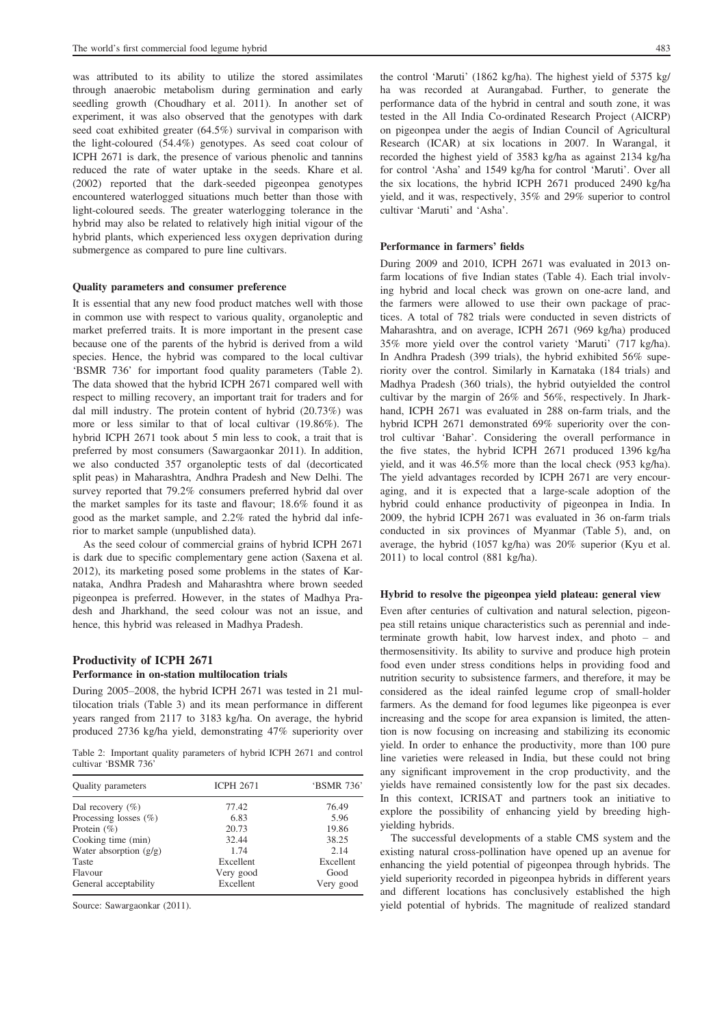was attributed to its ability to utilize the stored assimilates through anaerobic metabolism during germination and early seedling growth (Choudhary et al. 2011). In another set of experiment, it was also observed that the genotypes with dark seed coat exhibited greater (64.5%) survival in comparison with the light-coloured (54.4%) genotypes. As seed coat colour of ICPH 2671 is dark, the presence of various phenolic and tannins reduced the rate of water uptake in the seeds. Khare et al. (2002) reported that the dark-seeded pigeonpea genotypes encountered waterlogged situations much better than those with light-coloured seeds. The greater waterlogging tolerance in the hybrid may also be related to relatively high initial vigour of the hybrid plants, which experienced less oxygen deprivation during submergence as compared to pure line cultivars.

#### Quality parameters and consumer preference

It is essential that any new food product matches well with those in common use with respect to various quality, organoleptic and market preferred traits. It is more important in the present case because one of the parents of the hybrid is derived from a wild species. Hence, the hybrid was compared to the local cultivar 'BSMR 736' for important food quality parameters (Table 2). The data showed that the hybrid ICPH 2671 compared well with respect to milling recovery, an important trait for traders and for dal mill industry. The protein content of hybrid (20.73%) was more or less similar to that of local cultivar (19.86%). The hybrid ICPH 2671 took about 5 min less to cook, a trait that is preferred by most consumers (Sawargaonkar 2011). In addition, we also conducted 357 organoleptic tests of dal (decorticated split peas) in Maharashtra, Andhra Pradesh and New Delhi. The survey reported that 79.2% consumers preferred hybrid dal over the market samples for its taste and flavour; 18.6% found it as good as the market sample, and 2.2% rated the hybrid dal inferior to market sample (unpublished data).

As the seed colour of commercial grains of hybrid ICPH 2671 is dark due to specific complementary gene action (Saxena et al. 2012), its marketing posed some problems in the states of Karnataka, Andhra Pradesh and Maharashtra where brown seeded pigeonpea is preferred. However, in the states of Madhya Pradesh and Jharkhand, the seed colour was not an issue, and hence, this hybrid was released in Madhya Pradesh.

### Productivity of ICPH 2671

#### Performance in on-station multilocation trials

During 2005–2008, the hybrid ICPH 2671 was tested in 21 multilocation trials (Table 3) and its mean performance in different years ranged from 2117 to 3183 kg/ha. On average, the hybrid produced 2736 kg/ha yield, demonstrating 47% superiority over the control 'Maruti' (1862 kg/ha). The highest yield of 5375 kg/ha was recorded at Aurangabad. Further, to generate the performance data of the hybrid in central and south zone, it was tested in the All India Co-ordinated Research Project (AICRP) on pigeonpea under the aegis of Indian Council of Agricultural Research (ICAR) at six locations in 2007. In Warangal, it recorded the highest yield of 3583 kg/ha as against 2134 kg/ha for control 'Asha' and 1549 kg/ha for control 'Maruti'. Over all the six locations, the hybrid ICPH 2671 produced 2490 kg/ha yield, and it was, respectively, 35% and 29% superior to control cultivar 'Maruti' and 'Asha'.

Table 2: Important quality parameters of hybrid ICPH 2671 and control cultivar 'BSMR 736'

| Quality parameters | ICPH 2671 | 'BSMR 736' |
|---|---|---|
| Dal recovery (%) | 77.42 | 76.49 |
| Processing losses (%) | 6.83 | 5.96 |
| Protein (%) | 20.73 | 19.86 |
| Cooking time (min) | 32.44 | 38.25 |
| Water absorption (g/g) | 1.74 | 2.14 |
| Taste | Excellent | Excellent |
| Flavour | Very good | Good |
| General acceptability | Excellent | Very good |

Source: Sawargaonkar (2011).

#### Performance in farmers' fields

During 2009 and 2010, ICPH 2671 was evaluated in 2013 on-farm locations of five Indian states (Table 4). Each trial involving hybrid and local check was grown on one-acre land, and the farmers were allowed to use their own package of practices. A total of 782 trials were conducted in seven districts of Maharashtra, and on average, ICPH 2671 (969 kg/ha) produced 35% more yield over the control variety 'Maruti' (717 kg/ha). In Andhra Pradesh (399 trials), the hybrid exhibited 56% superiority over the control. Similarly in Karnataka (184 trials) and Madhya Pradesh (360 trials), the hybrid outyielded the control cultivar by the margin of 26% and 56%, respectively. In Jharkhand, ICPH 2671 was evaluated in 288 on-farm trials, and the hybrid ICPH 2671 demonstrated 69% superiority over the control cultivar 'Bahar'. Considering the overall performance in the five states, the hybrid ICPH 2671 produced 1396 kg/ha yield, and it was 46.5% more than the local check (953 kg/ha). The yield advantages recorded by ICPH 2671 are very encouraging, and it is expected that a large-scale adoption of the hybrid could enhance productivity of pigeonpea in India. In 2009, the hybrid ICPH 2671 was evaluated in 36 on-farm trials conducted in six provinces of Myanmar (Table 5), and, on average, the hybrid (1057 kg/ha) was 20% superior (Kyu et al. 2011) to local control (881 kg/ha).

#### Hybrid to resolve the pigeonpea yield plateau: general view

Even after centuries of cultivation and natural selection, pigeonpea still retains unique characteristics such as perennial and indeterminate growth habit, low harvest index, and photo – and thermosensitivity. Its ability to survive and produce high protein food even under stress conditions helps in providing food and nutrition security to subsistence farmers, and therefore, it may be considered as the ideal rainfed legume crop of small-holder farmers. As the demand for food legumes like pigeonpea is ever increasing and the scope for area expansion is limited, the attention is now focusing on increasing and stabilizing its economic yield. In order to enhance the productivity, more than 100 pure line varieties were released in India, but these could not bring any significant improvement in the crop productivity, and the yields have remained consistently low for the past six decades. In this context, ICRISAT and partners took an initiative to explore the possibility of enhancing yield by breeding high-yielding hybrids.

The successful developments of a stable CMS system and the existing natural cross-pollination have opened up an avenue for enhancing the yield potential of pigeonpea through hybrids. The yield superiority recorded in pigeonpea hybrids in different years and different locations has conclusively established the high yield potential of hybrids. The magnitude of realized standard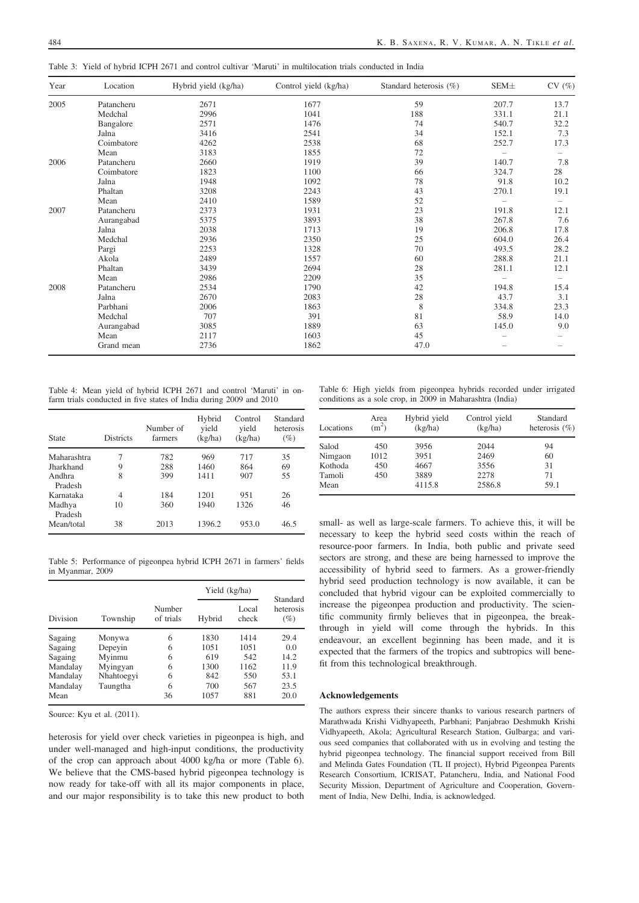Table 3: Yield of hybrid ICPH 2671 and control cultivar 'Maruti' in multilocation trials conducted in India

| Year | Location | Hybrid yield (kg/ha) | Control yield (kg/ha) | Standard heterosis (%) | SEM± | CV (%) |
|---|---|---|---|---|---|---|
| 2005 | Patancheru | 2671 | 1677 | 59 | 207.7 | 13.7 |
| | Medchal | 2996 | 1041 | 188 | 331.1 | 21.1 |
| | Bangalore | 2571 | 1476 | 74 | 540.7 | 32.2 |
| | Jalna | 3416 | 2541 | 34 | 152.1 | 7.3 |
| | Coimbatore | 4262 | 2538 | 68 | 252.7 | 17.3 |
| | Mean | 3183 | 1855 | 72 | – | – |
| 2006 | Patancheru | 2660 | 1919 | 39 | 140.7 | 7.8 |
| | Coimbatore | 1823 | 1100 | 66 | 324.7 | 28 |
| | Jalna | 1948 | 1092 | 78 | 91.8 | 10.2 |
| | Phaltan | 3208 | 2243 | 43 | 270.1 | 19.1 |
| | Mean | 2410 | 1589 | 52 | – | – |
| 2007 | Patancheru | 2373 | 1931 | 23 | 191.8 | 12.1 |
| | Aurangabad | 5375 | 3893 | 38 | 267.8 | 7.6 |
| | Jalna | 2038 | 1713 | 19 | 206.8 | 17.8 |
| | Medchal | 2936 | 2350 | 25 | 604.0 | 26.4 |
| | Pargi | 2253 | 1328 | 70 | 493.5 | 28.2 |
| | Akola | 2489 | 1557 | 60 | 288.8 | 21.1 |
| | Phaltan | 3439 | 2694 | 28 | 281.1 | 12.1 |
| | Mean | 2986 | 2209 | 35 | – | – |
| 2008 | Patancheru | 2534 | 1790 | 42 | 194.8 | 15.4 |
| | Jalna | 2670 | 2083 | 28 | 43.7 | 3.1 |
| | Parbhani | 2006 | 1863 | 8 | 334.8 | 23.3 |
| | Medchal | 707 | 391 | 81 | 58.9 | 14.0 |
| | Aurangabad | 3085 | 1889 | 63 | 145.0 | 9.0 |
| | Mean | 2117 | 1603 | 45 | – | – |
| | Grand mean | 2736 | 1862 | 47.0 | – | – |

Table 4: Mean yield of hybrid ICPH 2671 and control 'Maruti' in on-farm trials conducted in five states of India during 2009 and 2010

| State | Districts | Number of farmers | Hybrid yield (kg/ha) | Control yield (kg/ha) | Standard heterosis (%) |
|---|---|---|---|---|---|
| Maharashtra | 7 | 782 | 969 | 717 | 35 |
| Jharkhand | 9 | 288 | 1460 | 864 | 69 |
| Andhra Pradesh | 8 | 399 | 1411 | 907 | 55 |
| Karnataka | 4 | 184 | 1201 | 951 | 26 |
| Madhya Pradesh | 10 | 360 | 1940 | 1326 | 46 |
| Mean/total | 38 | 2013 | 1396.2 | 953.0 | 46.5 |

Table 5: Performance of pigeonpea hybrid ICPH 2671 in farmers' fields in Myanmar, 2009

| Division | Township | Number of trials | Yield (kg/ha) | | Standard heterosis (%) |
|---|---|---|---|---|---|
| | | | Hybrid | Local check | |
| Sagaing | Monywa | 6 | 1830 | 1414 | 29.4 |
| Sagaing | Depeyin | 6 | 1051 | 1051 | 0.0 |
| Sagaing | Myinmu | 6 | 619 | 542 | 14.2 |
| Mandalay | Myingyan | 6 | 1300 | 1162 | 11.9 |
| Mandalay | Nhahtoegyi | 6 | 842 | 550 | 53.1 |
| Mandalay | Taungtha | 6 | 700 | 567 | 23.5 |
| Mean | | 36 | 1057 | 881 | 20.0 |

Source: Kyu et al. (2011).

heterosis for yield over check varieties in pigeonpea is high, and under well-managed and high-input conditions, the productivity of the crop can approach about 4000 kg/ha or more (Table 6). We believe that the CMS-based hybrid pigeonpea technology is now ready for take-off with all its major components in place, and our major responsibility is to take this new product to both small- as well as large-scale farmers. To achieve this, it will be necessary to keep the hybrid seed costs within the reach of resource-poor farmers. In India, both public and private seed sectors are strong, and these are being harnessed to improve the accessibility of hybrid seed to farmers. As a grower-friendly hybrid seed production technology is now available, it can be concluded that hybrid vigour can be exploited commercially to increase the pigeonpea production and productivity. The scientific community firmly believes that in pigeonpea, the breakthrough in yield will come through the hybrids. In this endeavour, an excellent beginning has been made, and it is expected that the farmers of the tropics and subtropics will benefit from this technological breakthrough.

Table 6: High yields from pigeonpea hybrids recorded under irrigated conditions as a sole crop, in 2009 in Maharashtra (India)

| Locations | Area ($m^2$) | Hybrid yield (kg/ha) | Control yield (kg/ha) | Standard heterosis (%) |
|---|---|---|---|---|
| Salod | 450 | 3956 | 2044 | 94 |
| Nimgaon | 1012 | 3951 | 2469 | 60 |
| Kothoda | 450 | 4667 | 3556 | 31 |
| Tamoli | 450 | 3889 | 2278 | 71 |
| Mean | | 4115.8 | 2586.8 | 59.1 |

### Acknowledgements

The authors express their sincere thanks to various research partners of Marathwada Krishi Vidhyapeeth, Parbhani; Panjabrao Deshmukh Krishi Vidhyapeeth, Akola; Agricultural Research Station, Gulbarga; and various seed companies that collaborated with us in evolving and testing the hybrid pigeonpea technology. The financial support received from Bill and Melinda Gates Foundation (TL II project), Hybrid Pigeonpea Parents Research Consortium, ICRISAT, Patancheru, India, and National Food Security Mission, Department of Agriculture and Cooperation, Government of India, New Delhi, India, is acknowledged.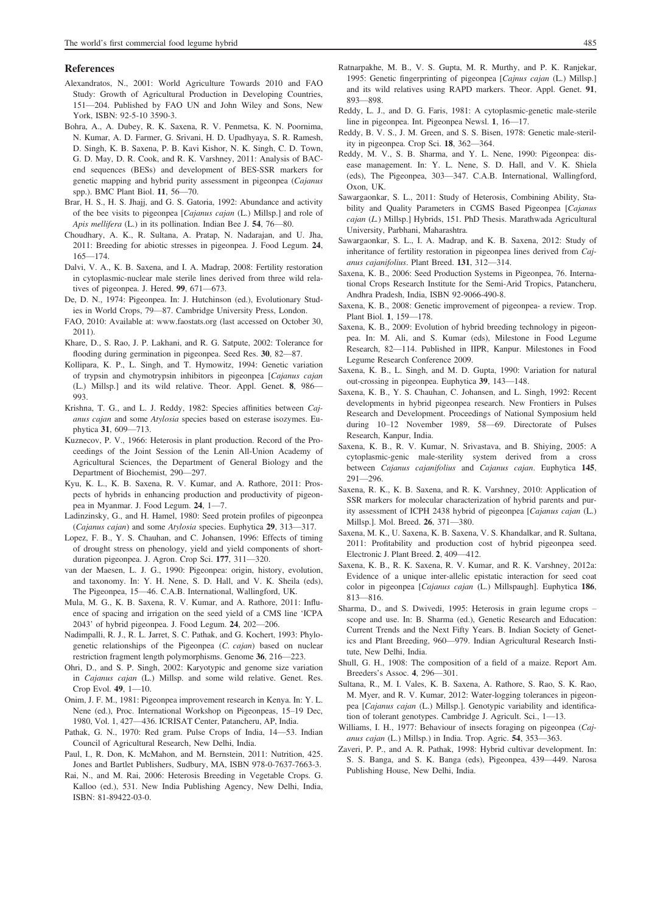## References

Alexandratos, N., 2001: World Agriculture Towards 2010 and FAO Study: Growth of Agricultural Production in Developing Countries, 151—204. Published by FAO UN and John Wiley and Sons, New York, ISBN: 92-5-10 3590-3.

Bohra, A., A. Dubey, R. K. Saxena, R. V. Penmetsa, K. N. Poornima, N. Kumar, A. D. Farmer, G. Srivani, H. D. Upadhyaya, S. R. Ramesh, D. Singh, K. B. Saxena, P. B. Kavi Kishor, N. K. Singh, C. D. Town, G. D. May, D. R. Cook, and R. K. Varshney, 2011: Analysis of BAC-end sequences (BESs) and development of BES-SSR markers for genetic mapping and hybrid purity assessment in pigeonpea (*Cajanus* spp.). BMC Plant Biol. **11**, 56—70.

Brar, H. S., H. S. Jhajj, and G. S. Gatoria, 1992: Abundance and activity of the bee visits to pigeonpea [*Cajanus cajan* (L.) Millsp.] and role of *Apis mellifera* (L.) in its pollination. Indian Bee J. **54**, 76—80.

Choudhary, A. K., R. Sultana, A. Pratap, N. Nadarajan, and U. Jha, 2011: Breeding for abiotic stresses in pigeonpea. J. Food Legum. **24**, 165—174.

Dalvi, V. A., K. B. Saxena, and I. A. Madrap, 2008: Fertility restoration in cytoplasmic-nuclear male sterile lines derived from three wild relatives of pigeonpea. J. Hered. **99**, 671—673.

De, D. N., 1974: Pigeonpea. In: J. Hutchinson (ed.), Evolutionary Studies in World Crops, 79—87. Cambridge University Press, London.

FAO, 2010: Available at: www.faostats.org (last accessed on October 30, 2011).

Khare, D., S. Rao, J. P. Lakhani, and R. G. Satpute, 2002: Tolerance for flooding during germination in pigeonpea. Seed Res. **30**, 82—87.

Kollipara, K. P., L. Singh, and T. Hymowitz, 1994: Genetic variation of trypsin and chymotrypsin inhibitors in pigeonpea [*Cajanus cajan* (L.) Millsp.] and its wild relative. Theor. Appl. Genet. **8**, 986—993.

Krishna, T. G., and L. J. Reddy, 1982: Species affinities between *Cajanus cajan* and some *Atylosia* species based on esterase isozymes. Euphytica **31**, 609—713.

Kuznecov, P. V., 1966: Heterosis in plant production. Record of the Proceedings of the Joint Session of the Lenin All-Union Academy of Agricultural Sciences, the Department of General Biology and the Department of Biochemist, 290—297.

Kyu, K. L., K. B. Saxena, R. V. Kumar, and A. Rathore, 2011: Prospects of hybrids in enhancing production and productivity of pigeonpea in Myanmar. J. Food Legum. **24**, 1—7.

Ladinzinsky, G., and H. Hamel, 1980: Seed protein profiles of pigeonpea (*Cajanus cajan*) and some *Atylosia* species. Euphytica **29**, 313—317.

Lopez, F. B., Y. S. Chauhan, and C. Johansen, 1996: Effects of timing of drought stress on phenology, yield and yield components of short-duration pigeonpea. J. Agron. Crop Sci. **177**, 311—320.

van der Maesen, L. J. G., 1990: Pigeonpea: origin, history, evolution, and taxonomy. In: Y. H. Nene, S. D. Hall, and V. K. Sheila (eds), The Pigeonpea, 15—46. C.A.B. International, Wallingford, UK.

Mula, M. G., K. B. Saxena, R. V. Kumar, and A. Rathore, 2011: Influence of spacing and irrigation on the seed yield of a CMS line 'ICPA 2043' of hybrid pigeonpea. J. Food Legum. **24**, 202—206.

Nadimpalli, R. J., R. L. Jarret, S. C. Pathak, and G. Kochert, 1993: Phylogenetic relationships of the Pigeonpea (*C. cajan*) based on nuclear restriction fragment length polymorphisms. Genome **36**, 216—223.

Ohri, D., and S. P. Singh, 2002: Karyotypic and genome size variation in *Cajanus cajan* (L.) Millsp. and some wild relative. Genet. Res. Crop Evol. **49**, 1—10.

Onim, J. F. M., 1981: Pigeonpea improvement research in Kenya. In: Y. L. Nene (ed.), Proc. International Workshop on Pigeonpeas, 15–19 Dec, 1980, Vol. 1, 427—436. ICRISAT Center, Patancheru, AP, India.

Pathak, G. N., 1970: Red gram. Pulse Crops of India, 14—53. Indian Council of Agricultural Research, New Delhi, India.

Paul, I., R. Don, K. McMahon, and M. Bernstein, 2011: Nutrition, 425. Jones and Bartlet Publishers, Sudbury, MA, ISBN 978-0-7637-7663-3.

Rai, N., and M. Rai, 2006: Heterosis Breeding in Vegetable Crops. G. Kalloo (ed.), 531. New India Publishing Agency, New Delhi, India, ISBN: 81-89422-03-0.

Ratnarpakhe, M. B., V. S. Gupta, M. R. Murthy, and P. K. Ranjekar, 1995: Genetic fingerprinting of pigeonpea [*Cajnus cajan* (L.) Millsp.] and its wild relatives using RAPD markers. Theor. Appl. Genet. **91**, 893—898.

Reddy, L. J., and D. G. Faris, 1981: A cytoplasmic-genetic male-sterile line in pigeonpea. Int. Pigeonpea Newsl. **1**, 16—17.

Reddy, B. V. S., J. M. Green, and S. S. Bisen, 1978: Genetic male-sterility in pigeonpea. Crop Sci. **18**, 362—364.

Reddy, M. V., S. B. Sharma, and Y. L. Nene, 1990: Pigeonpea: disease management. In: Y. L. Nene, S. D. Hall, and V. K. Shiela (eds), The Pigeonpea, 303—347. C.A.B. International, Wallingford, Oxon, UK.

Sawargaonkar, S. L., 2011: Study of Heterosis, Combining Ability, Stability and Quality Parameters in CGMS Based Pigeonpea [*Cajanus cajan* (*L.*) Millsp.] Hybrids, 151. PhD Thesis. Marathwada Agricultural University, Parbhani, Maharashtra.

Sawargaonkar, S. L., I. A. Madrap, and K. B. Saxena, 2012: Study of inheritance of fertility restoration in pigeonpea lines derived from *Cajanus cajanifolius*. Plant Breed. **131**, 312—314.

Saxena, K. B., 2006: Seed Production Systems in Pigeonpea, 76. International Crops Research Institute for the Semi-Arid Tropics, Patancheru, Andhra Pradesh, India, ISBN 92-9066-490-8.

Saxena, K. B., 2008: Genetic improvement of pigeonpea- a review. Trop. Plant Biol. **1**, 159—178.

Saxena, K. B., 2009: Evolution of hybrid breeding technology in pigeonpea. In: M. Ali, and S. Kumar (eds), Milestone in Food Legume Research, 82—114. Published in IIPR, Kanpur. Milestones in Food Legume Research Conference 2009.

Saxena, K. B., L. Singh, and M. D. Gupta, 1990: Variation for natural out-crossing in pigeonpea. Euphytica **39**, 143—148.

Saxena, K. B., Y. S. Chauhan, C. Johansen, and L. Singh, 1992: Recent developments in hybrid pigeonpea research. New Frontiers in Pulses Research and Development. Proceedings of National Symposium held during 10–12 November 1989, 58—69. Directorate of Pulses Research, Kanpur, India.

Saxena, K. B., R. V. Kumar, N. Srivastava, and B. Shiying, 2005: A cytoplasmic-genic male-sterility system derived from a cross between *Cajanus cajanifolius* and *Cajanus cajan*. Euphytica **145**, 291—296.

Saxena, R. K., K. B. Saxena, and R. K. Varshney, 2010: Application of SSR markers for molecular characterization of hybrid parents and purity assessment of ICPH 2438 hybrid of pigeonpea [*Cajanus cajan* (L.) Millsp.]. Mol. Breed. **26**, 371—380.

Saxena, M. K., U. Saxena, K. B. Saxena, V. S. Khandalkar, and R. Sultana, 2011: Profitability and production cost of hybrid pigeonpea seed. Electronic J. Plant Breed. **2**, 409—412.

Saxena, K. B., R. K. Saxena, R. V. Kumar, and R. K. Varshney, 2012a: Evidence of a unique inter-allelic epistatic interaction for seed coat color in pigeonpea [*Cajanus cajan* (L.) Millspaugh]. Euphytica **186**, 813—816.

Sharma, D., and S. Dwivedi, 1995: Heterosis in grain legume crops – scope and use. In: B. Sharma (ed.), Genetic Research and Education: Current Trends and the Next Fifty Years. B. Indian Society of Genetics and Plant Breeding, 960—979. Indian Agricultural Research Institute, New Delhi, India.

Shull, G. H., 1908: The composition of a field of a maize. Report Am. Breeders's Assoc. **4**, 296—301.

Sultana, R., M. I. Vales, K. B. Saxena, A. Rathore, S. Rao, S. K. Rao, M. Myer, and R. V. Kumar, 2012: Water-logging tolerances in pigeonpea [*Cajanus cajan* (L.) Millsp.]. Genotypic variability and identification of tolerant genotypes. Cambridge J. Agricult. Sci., 1—13.

Williams, I. H., 1977: Behaviour of insects foraging on pigeonpea (*Cajanus cajan* (L.) Millsp.) in India. Trop. Agric. **54**, 353—363.

Zaveri, P. P., and A. R. Pathak, 1998: Hybrid cultivar development. In: S. S. Banga, and S. K. Banga (eds), Pigeonpea, 439—449. Narosa Publishing House, New Delhi, India.